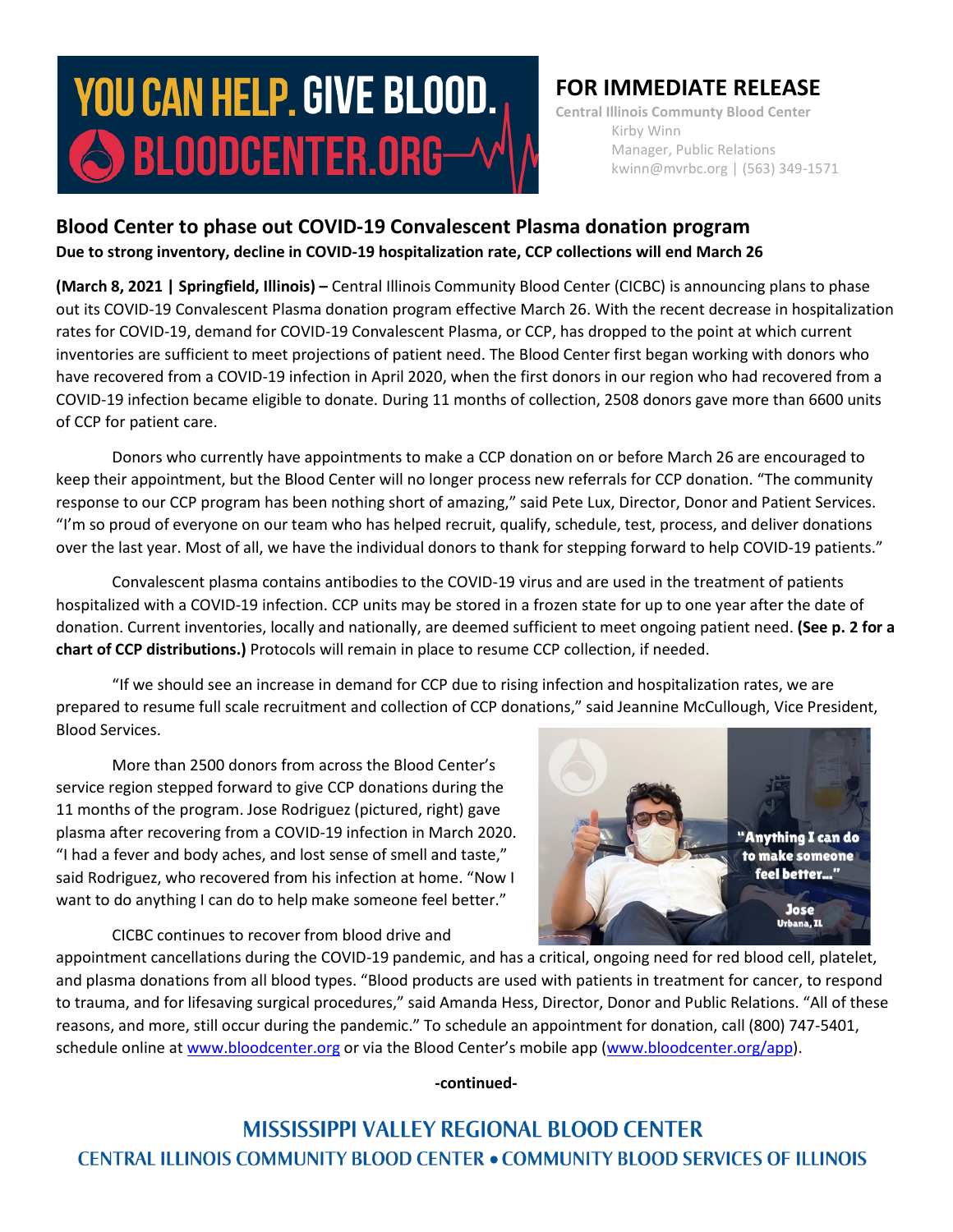YOU CAN HELP. GIVE BLOOD.
BLOODCENTER.ORG

# FOR IMMEDIATE RELEASE

Central Illinois Communty Blood Center
Kirby Winn
Manager, Public Relations
kwinn@mvrbc.org | (563) 349-1571

## Blood Center to phase out COVID-19 Convalescent Plasma donation program

**Due to strong inventory, decline in COVID-19 hospitalization rate, CCP collections will end March 26**

**(March 8, 2021 | Springfield, Illinois) –** Central Illinois Community Blood Center (CICBC) is announcing plans to phase out its COVID-19 Convalescent Plasma donation program effective March 26. With the recent decrease in hospitalization rates for COVID-19, demand for COVID-19 Convalescent Plasma, or CCP, has dropped to the point at which current inventories are sufficient to meet projections of patient need. The Blood Center first began working with donors who have recovered from a COVID-19 infection in April 2020, when the first donors in our region who had recovered from a COVID-19 infection became eligible to donate. During 11 months of collection, 2508 donors gave more than 6600 units of CCP for patient care.

Donors who currently have appointments to make a CCP donation on or before March 26 are encouraged to keep their appointment, but the Blood Center will no longer process new referrals for CCP donation. "The community response to our CCP program has been nothing short of amazing," said Pete Lux, Director, Donor and Patient Services. "I'm so proud of everyone on our team who has helped recruit, qualify, schedule, test, process, and deliver donations over the last year. Most of all, we have the individual donors to thank for stepping forward to help COVID-19 patients."

Convalescent plasma contains antibodies to the COVID-19 virus and are used in the treatment of patients hospitalized with a COVID-19 infection. CCP units may be stored in a frozen state for up to one year after the date of donation. Current inventories, locally and nationally, are deemed sufficient to meet ongoing patient need. **(See p. 2 for a chart of CCP distributions.)** Protocols will remain in place to resume CCP collection, if needed.

"If we should see an increase in demand for CCP due to rising infection and hospitalization rates, we are prepared to resume full scale recruitment and collection of CCP donations," said Jeannine McCullough, Vice President, Blood Services.

More than 2500 donors from across the Blood Center's service region stepped forward to give CCP donations during the 11 months of the program. Jose Rodriguez (pictured, right) gave plasma after recovering from a COVID-19 infection in March 2020. "I had a fever and body aches, and lost sense of smell and taste," said Rodriguez, who recovered from his infection at home. "Now I want to do anything I can do to help make someone feel better."

"Anything I can do to make someone feel better..."
Jose
Urbana, IL

CICBC continues to recover from blood drive and appointment cancellations during the COVID-19 pandemic, and has a critical, ongoing need for red blood cell, platelet, and plasma donations from all blood types. "Blood products are used with patients in treatment for cancer, to respond to trauma, and for lifesaving surgical procedures," said Amanda Hess, Director, Donor and Public Relations. "All of these reasons, and more, still occur during the pandemic." To schedule an appointment for donation, call (800) 747-5401, schedule online at www.bloodcenter.org or via the Blood Center's mobile app (www.bloodcenter.org/app).

**-continued-**

MISSISSIPPI VALLEY REGIONAL BLOOD CENTER
CENTRAL ILLINOIS COMMUNITY BLOOD CENTER • COMMUNITY BLOOD SERVICES OF ILLINOIS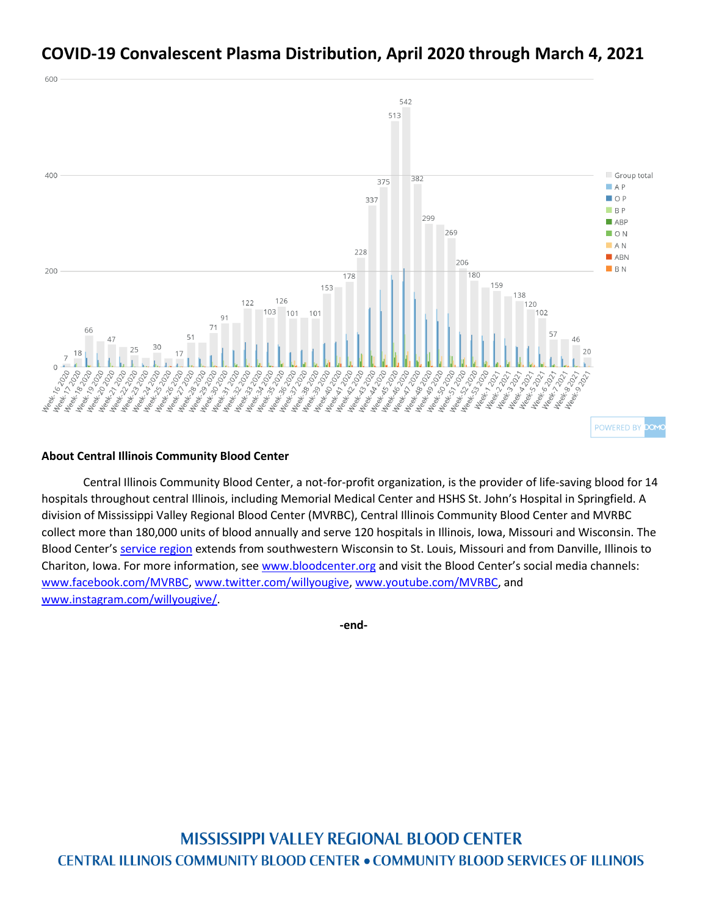## COVID-19 Convalescent Plasma Distribution, April 2020 through March 4, 2021

600
400
200
0

Group total
A P
O P
B P
ABP
O N
A N
ABN
B N

7
18
66
47
25
30
17
51
71
91
122
103
126
101
101
153
178
228
337
375
513
542
382
299
269
206
180
159
138
120
102
57
46
20

Week-16 2020, Week-17 2020, Week-18 2020, Week-19 2020, Week-20 2020, Week-21 2020, Week-22 2020, Week-23 2020, Week-24 2020, Week-25 2020, Week-26 2020, Week-27 2020, Week-28 2020, Week-29 2020, Week-30 2020, Week-31 2020, Week-32 2020, Week-33 2020, Week-34 2020, Week-35 2020, Week-36 2020, Week-37 2020, Week-38 2020, Week-39 2020, Week-40 2020, Week-41 2020, Week-42 2020, Week-43 2020, Week-44 2020, Week-45 2020, Week-46 2020, Week-47 2020, Week-48 2020, Week-49 2020, Week-50 2020, Week-51 2020, Week-52 2020, Week-53 2020, Week-1 2021, Week-2 2021, Week-3 2021, Week-4 2021, Week-5 2021, Week-6 2021, Week-7 2021, Week-8 2021, Week-9 2021

POWERED BY DOMO

**About Central Illinois Community Blood Center**

Central Illinois Community Blood Center, a not-for-profit organization, is the provider of life-saving blood for 14 hospitals throughout central Illinois, including Memorial Medical Center and HSHS St. John's Hospital in Springfield. A division of Mississippi Valley Regional Blood Center (MVRBC), Central Illinois Community Blood Center and MVRBC collect more than 180,000 units of blood annually and serve 120 hospitals in Illinois, Iowa, Missouri and Wisconsin. The Blood Center's service region extends from southwestern Wisconsin to St. Louis, Missouri and from Danville, Illinois to Chariton, Iowa. For more information, see www.bloodcenter.org and visit the Blood Center's social media channels: www.facebook.com/MVRBC, www.twitter.com/willyougive, www.youtube.com/MVRBC, and www.instagram.com/willyougive/.

-end-

MISSISSIPPI VALLEY REGIONAL BLOOD CENTER
CENTRAL ILLINOIS COMMUNITY BLOOD CENTER • COMMUNITY BLOOD SERVICES OF ILLINOIS